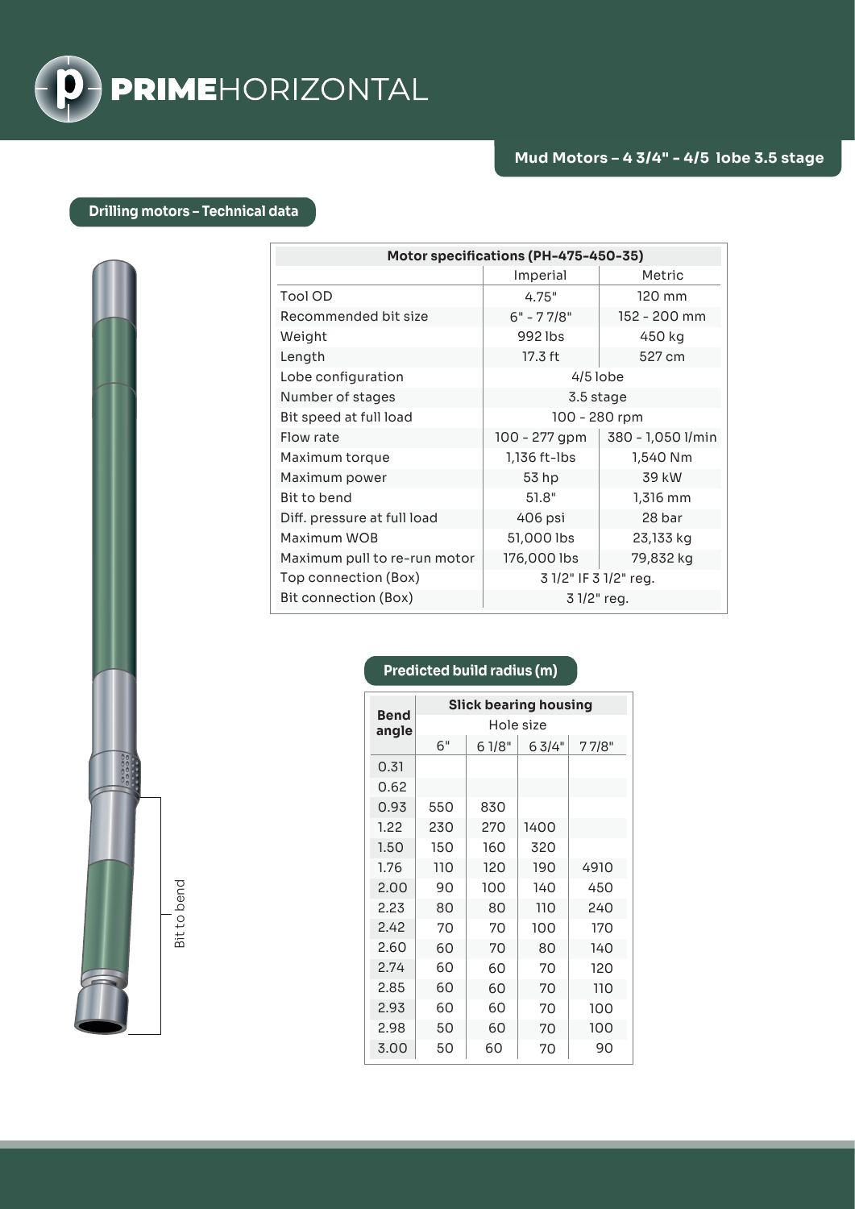# PRIMEHORIZONTAL

## Mud Motors – 4 3/4" - 4/5 lobe 3.5 stage

### Drilling motors – Technical data

Bit to bend

| Motor specifications (PH-475-450-35) | | |
|---|---|---|
| | Imperial | Metric |
| Tool OD | 4.75" | 120 mm |
| Recommended bit size | 6" - 7 7/8" | 152 - 200 mm |
| Weight | 992 lbs | 450 kg |
| Length | 17.3 ft | 527 cm |
| Lobe configuration | 4/5 lobe | |
| Number of stages | 3.5 stage | |
| Bit speed at full load | 100 - 280 rpm | |
| Flow rate | 100 - 277 gpm | 380 - 1,050 l/min |
| Maximum torque | 1,136 ft-lbs | 1,540 Nm |
| Maximum power | 53 hp | 39 kW |
| Bit to bend | 51.8" | 1,316 mm |
| Diff. pressure at full load | 406 psi | 28 bar |
| Maximum WOB | 51,000 lbs | 23,133 kg |
| Maximum pull to re-run motor | 176,000 lbs | 79,832 kg |
| Top connection (Box) | 3 1/2" IF 3 1/2" reg. | |
| Bit connection (Box) | 3 1/2" reg. | |

### Predicted build radius (m)

| Bend angle | Slick bearing housing | | | |
|---|---|---|---|---|
| | Hole size | | | |
| | 6" | 6 1/8" | 6 3/4" | 7 7/8" |
| 0.31 | | | | |
| 0.62 | | | | |
| 0.93 | 550 | 830 | | |
| 1.22 | 230 | 270 | 1400 | |
| 1.50 | 150 | 160 | 320 | |
| 1.76 | 110 | 120 | 190 | 4910 |
| 2.00 | 90 | 100 | 140 | 450 |
| 2.23 | 80 | 80 | 110 | 240 |
| 2.42 | 70 | 70 | 100 | 170 |
| 2.60 | 60 | 70 | 80 | 140 |
| 2.74 | 60 | 60 | 70 | 120 |
| 2.85 | 60 | 60 | 70 | 110 |
| 2.93 | 60 | 60 | 70 | 100 |
| 2.98 | 50 | 60 | 70 | 100 |
| 3.00 | 50 | 60 | 70 | 90 |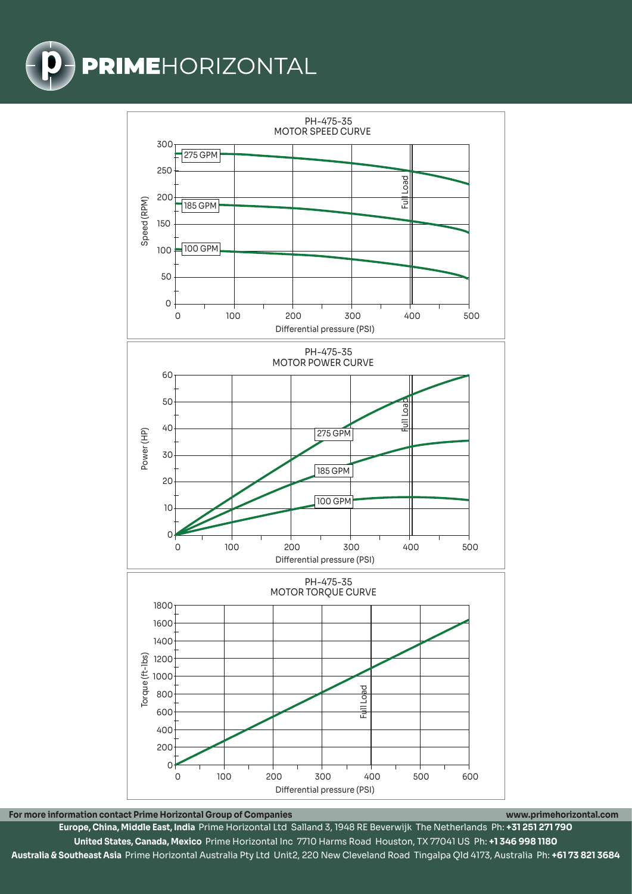PRIMEHORIZONTAL

PH-475-35
MOTOR SPEED CURVE

Speed (RPM)

300
250
200
150
100
50
0

275 GPM
185 GPM
100 GPM
Full Load

0 100 200 300 400 500

Differential pressure (PSI)

PH-475-35
MOTOR POWER CURVE

Power (HP)

60
50
40
30
20
10
0

275 GPM
185 GPM
100 GPM
Full Load

0 100 200 300 400 500

Differential pressure (PSI)

PH-475-35
MOTOR TORQUE CURVE

Torque (ft-lbs)

1800
1600
1400
1200
1000
800
600
400
200
0

Full Load

0 100 200 300 400 500 600

Differential pressure (PSI)

**For more information contact Prime Horizontal Group of Companies** **www.primehorizontal.com**

**Europe, China, Middle East, India** Prime Horizontal Ltd Salland 3, 1948 RE Beverwijk The Netherlands Ph: **+31 251 271 790**

**United States, Canada, Mexico** Prime Horizontal Inc 7710 Harms Road Houston, TX 77041 US Ph: **+1 346 998 1180**

**Australia & Southeast Asia** Prime Horizontal Australia Pty Ltd Unit2, 220 New Cleveland Road Tingalpa Qld 4173, Australia Ph: **+61 73 821 3684**